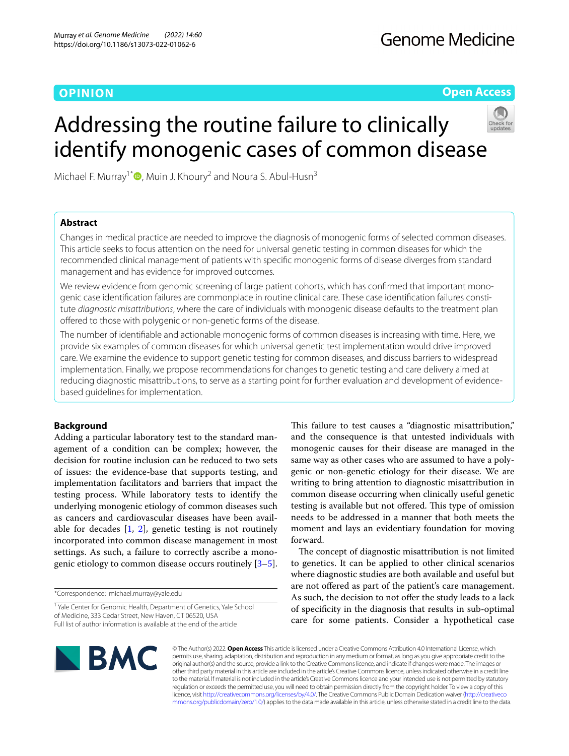OPINION

Open Access

# Addressing the routine failure to clinically identify monogenic cases of common disease

Michael F. Murray[1*], Muin J. Khoury[2] and Noura S. Abul-Husn[3]

## Abstract

Changes in medical practice are needed to improve the diagnosis of monogenic forms of selected common diseases. This article seeks to focus attention on the need for universal genetic testing in common diseases for which the recommended clinical management of patients with specific monogenic forms of disease diverges from standard management and has evidence for improved outcomes.

We review evidence from genomic screening of large patient cohorts, which has confirmed that important monogenic case identification failures are commonplace in routine clinical care. These case identification failures constitute *diagnostic misattributions*, where the care of individuals with monogenic disease defaults to the treatment plan offered to those with polygenic or non-genetic forms of the disease.

The number of identifiable and actionable monogenic forms of common diseases is increasing with time. Here, we provide six examples of common diseases for which universal genetic test implementation would drive improved care. We examine the evidence to support genetic testing for common diseases, and discuss barriers to widespread implementation. Finally, we propose recommendations for changes to genetic testing and care delivery aimed at reducing diagnostic misattributions, to serve as a starting point for further evaluation and development of evidence-based guidelines for implementation.

## Background

Adding a particular laboratory test to the standard management of a condition can be complex; however, the decision for routine inclusion can be reduced to two sets of issues: the evidence-base that supports testing, and implementation facilitators and barriers that impact the testing process. While laboratory tests to identify the underlying monogenic etiology of common diseases such as cancers and cardiovascular diseases have been available for decades [1, 2], genetic testing is not routinely incorporated into common disease management in most settings. As such, a failure to correctly ascribe a monogenic etiology to common disease occurs routinely [3–5].

This failure to test causes a "diagnostic misattribution," and the consequence is that untested individuals with monogenic causes for their disease are managed in the same way as other cases who are assumed to have a polygenic or non-genetic etiology for their disease. We are writing to bring attention to diagnostic misattribution in common disease occurring when clinically useful genetic testing is available but not offered. This type of omission needs to be addressed in a manner that both meets the moment and lays an evidentiary foundation for moving forward.

The concept of diagnostic misattribution is not limited to genetics. It can be applied to other clinical scenarios where diagnostic studies are both available and useful but are not offered as part of the patient's care management. As such, the decision to not offer the study leads to a lack of specificity in the diagnosis that results in sub-optimal care for some patients. Consider a hypothetical case

*Correspondence: michael.murray@yale.edu

[1] Yale Center for Genomic Health, Department of Genetics, Yale School of Medicine, 333 Cedar Street, New Haven, CT 06520, USA

Full list of author information is available at the end of the article

© The Author(s) 2022. **Open Access** This article is licensed under a Creative Commons Attribution 4.0 International License, which permits use, sharing, adaptation, distribution and reproduction in any medium or format, as long as you give appropriate credit to the original author(s) and the source, provide a link to the Creative Commons licence, and indicate if changes were made. The images or other third party material in this article are included in the article's Creative Commons licence, unless indicated otherwise in a credit line to the material. If material is not included in the article's Creative Commons licence and your intended use is not permitted by statutory regulation or exceeds the permitted use, you will need to obtain permission directly from the copyright holder. To view a copy of this licence, visit http://creativecommons.org/licenses/by/4.0/. The Creative Commons Public Domain Dedication waiver (http://creativecommons.org/publicdomain/zero/1.0/) applies to the data made available in this article, unless otherwise stated in a credit line to the data.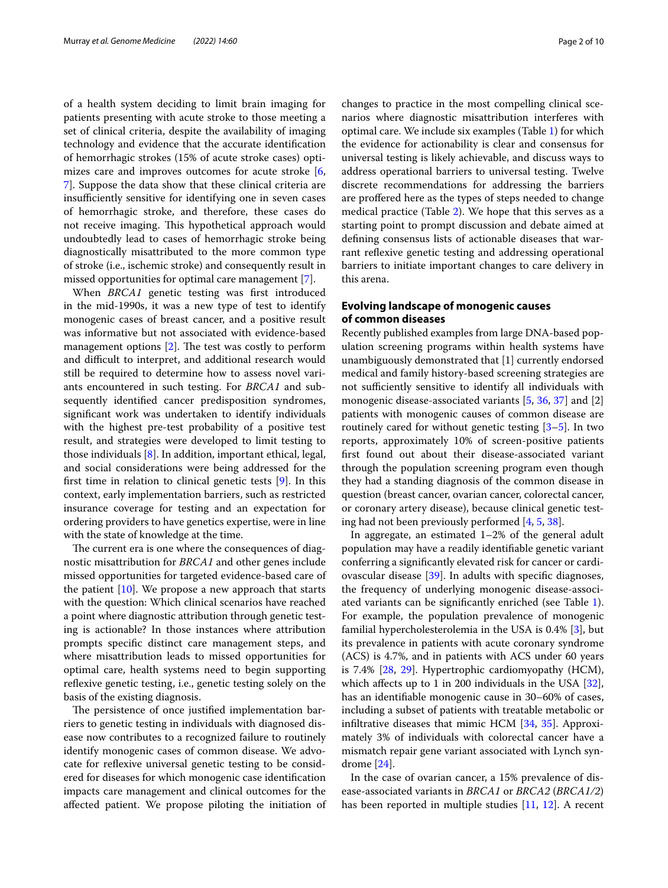of a health system deciding to limit brain imaging for patients presenting with acute stroke to those meeting a set of clinical criteria, despite the availability of imaging technology and evidence that the accurate identification of hemorrhagic strokes (15% of acute stroke cases) optimizes care and improves outcomes for acute stroke [6, 7]. Suppose the data show that these clinical criteria are insufficiently sensitive for identifying one in seven cases of hemorrhagic stroke, and therefore, these cases do not receive imaging. This hypothetical approach would undoubtedly lead to cases of hemorrhagic stroke being diagnostically misattributed to the more common type of stroke (i.e., ischemic stroke) and consequently result in missed opportunities for optimal care management [7].

When *BRCA1* genetic testing was first introduced in the mid-1990s, it was a new type of test to identify monogenic cases of breast cancer, and a positive result was informative but not associated with evidence-based management options [2]. The test was costly to perform and difficult to interpret, and additional research would still be required to determine how to assess novel variants encountered in such testing. For *BRCA1* and subsequently identified cancer predisposition syndromes, significant work was undertaken to identify individuals with the highest pre-test probability of a positive test result, and strategies were developed to limit testing to those individuals [8]. In addition, important ethical, legal, and social considerations were being addressed for the first time in relation to clinical genetic tests [9]. In this context, early implementation barriers, such as restricted insurance coverage for testing and an expectation for ordering providers to have genetics expertise, were in line with the state of knowledge at the time.

The current era is one where the consequences of diagnostic misattribution for *BRCA1* and other genes include missed opportunities for targeted evidence-based care of the patient [10]. We propose a new approach that starts with the question: Which clinical scenarios have reached a point where diagnostic attribution through genetic testing is actionable? In those instances where attribution prompts specific distinct care management steps, and where misattribution leads to missed opportunities for optimal care, health systems need to begin supporting reflexive genetic testing, i.e., genetic testing solely on the basis of the existing diagnosis.

The persistence of once justified implementation barriers to genetic testing in individuals with diagnosed disease now contributes to a recognized failure to routinely identify monogenic cases of common disease. We advocate for reflexive universal genetic testing to be considered for diseases for which monogenic case identification impacts care management and clinical outcomes for the affected patient. We propose piloting the initiation of changes to practice in the most compelling clinical scenarios where diagnostic misattribution interferes with optimal care. We include six examples (Table 1) for which the evidence for actionability is clear and consensus for universal testing is likely achievable, and discuss ways to address operational barriers to universal testing. Twelve discrete recommendations for addressing the barriers are proffered here as the types of steps needed to change medical practice (Table 2). We hope that this serves as a starting point to prompt discussion and debate aimed at defining consensus lists of actionable diseases that warrant reflexive genetic testing and addressing operational barriers to initiate important changes to care delivery in this arena.

## Evolving landscape of monogenic causes of common diseases

Recently published examples from large DNA-based population screening programs within health systems have unambiguously demonstrated that [1] currently endorsed medical and family history-based screening strategies are not sufficiently sensitive to identify all individuals with monogenic disease-associated variants [5, 36, 37] and [2] patients with monogenic causes of common disease are routinely cared for without genetic testing [3–5]. In two reports, approximately 10% of screen-positive patients first found out about their disease-associated variant through the population screening program even though they had a standing diagnosis of the common disease in question (breast cancer, ovarian cancer, colorectal cancer, or coronary artery disease), because clinical genetic testing had not been previously performed [4, 5, 38].

In aggregate, an estimated 1–2% of the general adult population may have a readily identifiable genetic variant conferring a significantly elevated risk for cancer or cardiovascular disease [39]. In adults with specific diagnoses, the frequency of underlying monogenic disease-associated variants can be significantly enriched (see Table 1). For example, the population prevalence of monogenic familial hypercholesterolemia in the USA is 0.4% [3], but its prevalence in patients with acute coronary syndrome (ACS) is 4.7%, and in patients with ACS under 60 years is 7.4% [28, 29]. Hypertrophic cardiomyopathy (HCM), which affects up to 1 in 200 individuals in the USA [32], has an identifiable monogenic cause in 30–60% of cases, including a subset of patients with treatable metabolic or infiltrative diseases that mimic HCM [34, 35]. Approximately 3% of individuals with colorectal cancer have a mismatch repair gene variant associated with Lynch syndrome [24].

In the case of ovarian cancer, a 15% prevalence of disease-associated variants in *BRCA1* or *BRCA2* (*BRCA1/2*) has been reported in multiple studies [11, 12]. A recent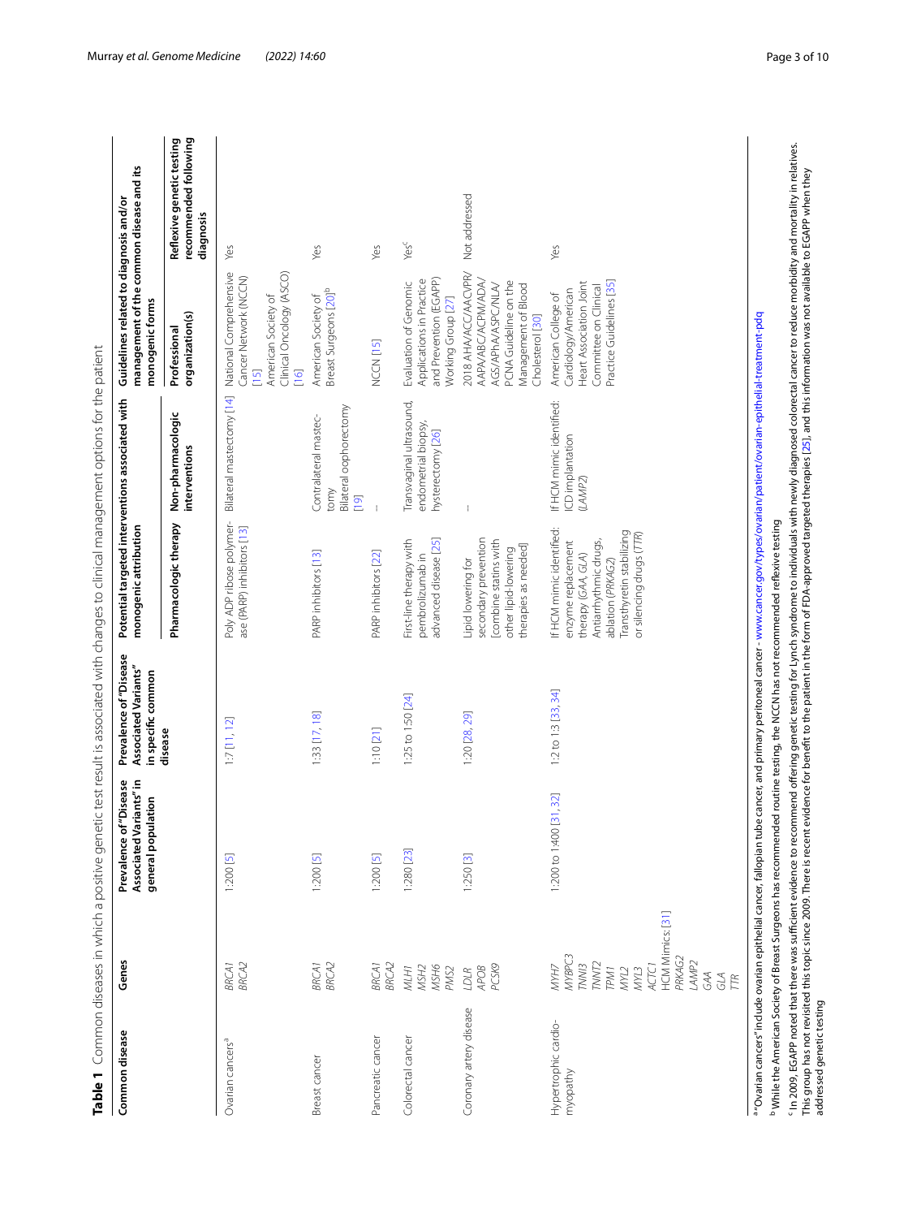**Table 1** Common diseases in which a positive genetic test result is associated with changes to clinical management options for the patient

| Common disease | Genes | Prevalence of "Disease Associated Variants" in general population | Prevalence of "Disease Associated Variants" in specific common disease | Potential targeted interventions associated with monogenic attribution | | Guidelines related to diagnosis and/or management of the common disease and its monogenic forms | |
|---|---|---|---|---|---|---|---|
| | | | | Pharmacologic therapy | Non-pharmacologic interventions | Professional organization(s) | Reflexive genetic testing recommended following diagnosis |
| Ovarian cancers[a] | BRCA1 BRCA2 | 1:200 [5] | 1:7 [11, 12] | Poly ADP ribose polymerase (PARP) inhibitors [13] | Bilateral mastectomy [14] | National Comprehensive Cancer Network (NCCN) [15] American Society of Clinical Oncology (ASCO) [16] | Yes |
| Breast cancer | BRCA1 BRCA2 | 1:200 [5] | 1:33 [17, 18] | PARP inhibitors [13] | Contralateral mastectomy Bilateral oophorectomy [19] | American Society of Breast Surgeons [20][b] | Yes |
| Pancreatic cancer | BRCA1 BRCA2 | 1:200 [5] | 1:10 [21] | PARP inhibitors [22] | – | NCCN [15] | Yes |
| Colorectal cancer | MLH1 MSH2 MSH6 PMS2 | 1:280 [23] | 1:25 to 1:50 [24] | First-line therapy with pembrolizumab in advanced disease [25] | Transvaginal ultrasound, endometrial biopsy, hysterectomy [26] | Evaluation of Genomic Applications in Practice and Prevention (EGAPP) Working Group [27] | Yes[c] |
| Coronary artery disease | LDLR APOB PCSK9 | 1:250 [3] | 1:20 [28, 29] | Lipid lowering for secondary prevention [combine statins with other lipid-lowering therapies as needed] | – | 2018 AHA/ACC/AACVPR/AAPA/ABC/ACPM/ADA/AGS/APhA/ASPC/NLA/PCNA Guideline on the Management of Blood Cholesterol [30] | Not addressed |
| Hypertrophic cardiomyopathy | MYH7 MYBPC3 TNNI3 TNNT2 TPM1 MYL2 MYL3 ACTC1 HCM Mimics [31] PRKAG2 LAMP2 GAA GLA TTR | 1:200 to 1:400 [31, 32] | 1:2 to 1:3 [33, 34] | If HCM mimic identified: enzyme replacement therapy (GAA, GLA) Antiarrhythmic drugs, ablation (PRKAG2) Transthyretin stabilizing or silencing drugs (TTR) | If HCM mimic identified: ICD implantation (LAMP2) | American College of Cardiology/American Heart Association Joint Committee on Clinical Practice Guidelines [35] | Yes |

[a] "Ovarian cancers" include ovarian epithelial cancer, fallopian tube cancer, and primary peritoneal cancer - www.cancer.gov/types/ovarian/patient/ovarian-epithelial-treatment-pdq

[b] While the American Society of Breast Surgeons has recommended routine testing, the NCCN has not recommended reflexive testing

[c] In 2009, EGAPP noted that there was sufficient evidence to recommend offering genetic testing for Lynch syndrome to individuals with newly diagnosed colorectal cancer to reduce morbidity and mortality in relatives. This group has not revisited this topic since 2009. There is recent evidence for benefit to the patient in the form of FDA-approved targeted therapies [25], and this information was not available to EGAPP when they addressed genetic testing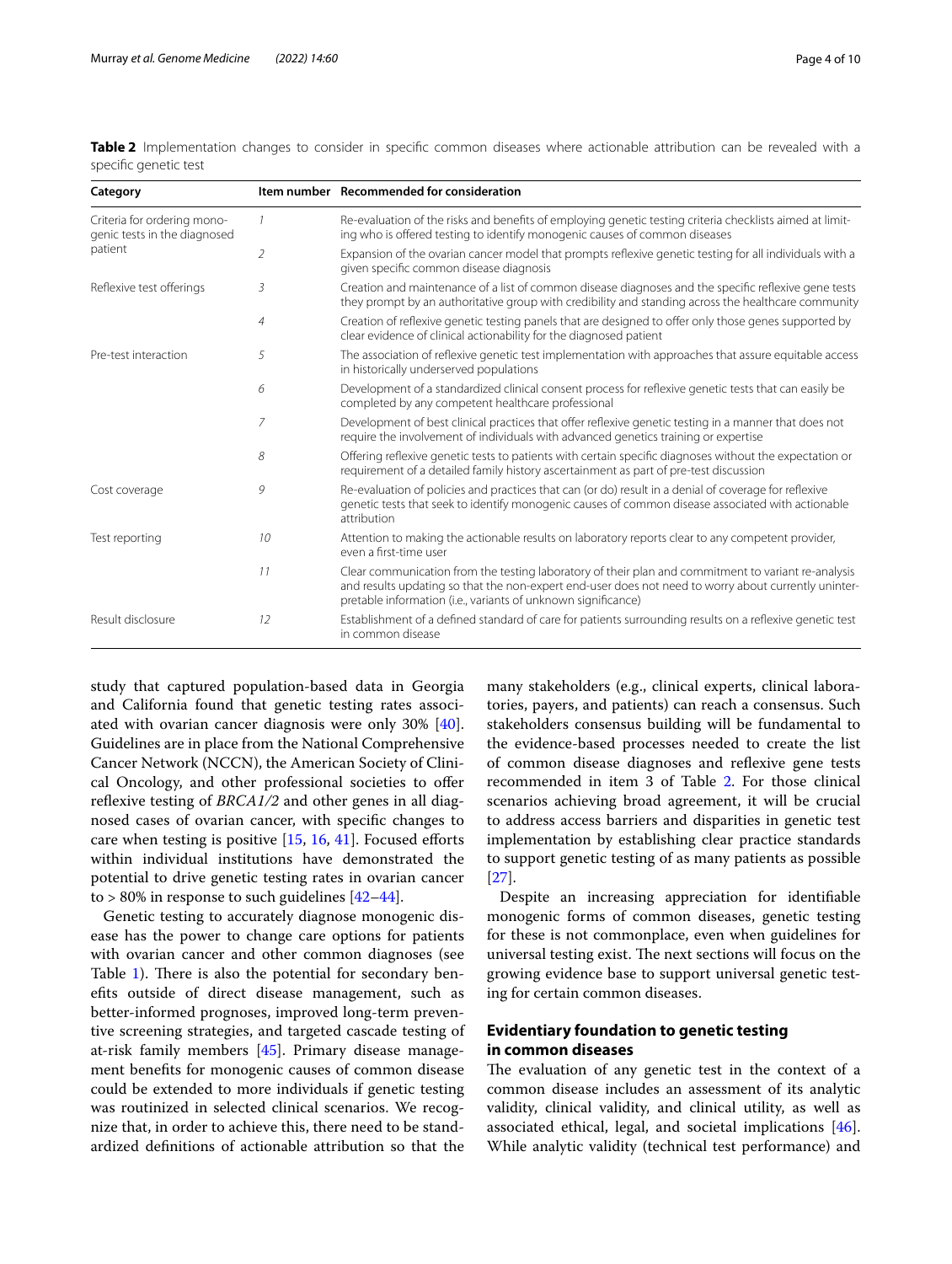**Table 2** Implementation changes to consider in specific common diseases where actionable attribution can be revealed with a specific genetic test

| Category | Item number | Recommended for consideration |
| --- | --- | --- |
| Criteria for ordering monogenic tests in the diagnosed patient | *1* | Re-evaluation of the risks and benefits of employing genetic testing criteria checklists aimed at limiting who is offered testing to identify monogenic causes of common diseases |
| | *2* | Expansion of the ovarian cancer model that prompts reflexive genetic testing for all individuals with a given specific common disease diagnosis |
| Reflexive test offerings | *3* | Creation and maintenance of a list of common disease diagnoses and the specific reflexive gene tests they prompt by an authoritative group with credibility and standing across the healthcare community |
| | *4* | Creation of reflexive genetic testing panels that are designed to offer only those genes supported by clear evidence of clinical actionability for the diagnosed patient |
| Pre-test interaction | *5* | The association of reflexive genetic test implementation with approaches that assure equitable access in historically underserved populations |
| | *6* | Development of a standardized clinical consent process for reflexive genetic tests that can easily be completed by any competent healthcare professional |
| | *7* | Development of best clinical practices that offer reflexive genetic testing in a manner that does not require the involvement of individuals with advanced genetics training or expertise |
| | *8* | Offering reflexive genetic tests to patients with certain specific diagnoses without the expectation or requirement of a detailed family history ascertainment as part of pre-test discussion |
| Cost coverage | *9* | Re-evaluation of policies and practices that can (or do) result in a denial of coverage for reflexive genetic tests that seek to identify monogenic causes of common disease associated with actionable attribution |
| Test reporting | *10* | Attention to making the actionable results on laboratory reports clear to any competent provider, even a first-time user |
| | *11* | Clear communication from the testing laboratory of their plan and commitment to variant re-analysis and results updating so that the non-expert end-user does not need to worry about currently uninterpretable information (i.e., variants of unknown significance) |
| Result disclosure | *12* | Establishment of a defined standard of care for patients surrounding results on a reflexive genetic test in common disease |

study that captured population-based data in Georgia and California found that genetic testing rates associated with ovarian cancer diagnosis were only 30% [40]. Guidelines are in place from the National Comprehensive Cancer Network (NCCN), the American Society of Clinical Oncology, and other professional societies to offer reflexive testing of *BRCA1/2* and other genes in all diagnosed cases of ovarian cancer, with specific changes to care when testing is positive [15, 16, 41]. Focused efforts within individual institutions have demonstrated the potential to drive genetic testing rates in ovarian cancer to > 80% in response to such guidelines [42–44].

Genetic testing to accurately diagnose monogenic disease has the power to change care options for patients with ovarian cancer and other common diagnoses (see Table 1). There is also the potential for secondary benefits outside of direct disease management, such as better-informed prognoses, improved long-term preventive screening strategies, and targeted cascade testing of at-risk family members [45]. Primary disease management benefits for monogenic causes of common disease could be extended to more individuals if genetic testing was routinized in selected clinical scenarios. We recognize that, in order to achieve this, there need to be standardized definitions of actionable attribution so that the many stakeholders (e.g., clinical experts, clinical laboratories, payers, and patients) can reach a consensus. Such stakeholders consensus building will be fundamental to the evidence-based processes needed to create the list of common disease diagnoses and reflexive gene tests recommended in item 3 of Table 2. For those clinical scenarios achieving broad agreement, it will be crucial to address access barriers and disparities in genetic test implementation by establishing clear practice standards to support genetic testing of as many patients as possible [27].

Despite an increasing appreciation for identifiable monogenic forms of common diseases, genetic testing for these is not commonplace, even when guidelines for universal testing exist. The next sections will focus on the growing evidence base to support universal genetic testing for certain common diseases.

## Evidentiary foundation to genetic testing in common diseases

The evaluation of any genetic test in the context of a common disease includes an assessment of its analytic validity, clinical validity, and clinical utility, as well as associated ethical, legal, and societal implications [46]. While analytic validity (technical test performance) and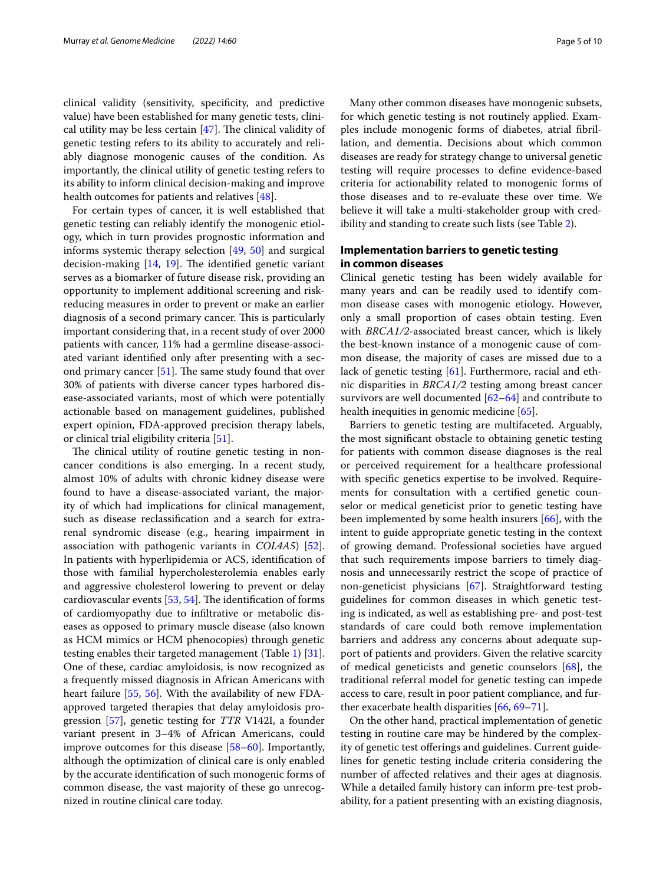clinical validity (sensitivity, specificity, and predictive value) have been established for many genetic tests, clinical utility may be less certain [47]. The clinical validity of genetic testing refers to its ability to accurately and reliably diagnose monogenic causes of the condition. As importantly, the clinical utility of genetic testing refers to its ability to inform clinical decision-making and improve health outcomes for patients and relatives [48].

For certain types of cancer, it is well established that genetic testing can reliably identify the monogenic etiology, which in turn provides prognostic information and informs systemic therapy selection [49, 50] and surgical decision-making [14, 19]. The identified genetic variant serves as a biomarker of future disease risk, providing an opportunity to implement additional screening and risk-reducing measures in order to prevent or make an earlier diagnosis of a second primary cancer. This is particularly important considering that, in a recent study of over 2000 patients with cancer, 11% had a germline disease-associated variant identified only after presenting with a second primary cancer [51]. The same study found that over 30% of patients with diverse cancer types harbored disease-associated variants, most of which were potentially actionable based on management guidelines, published expert opinion, FDA-approved precision therapy labels, or clinical trial eligibility criteria [51].

The clinical utility of routine genetic testing in non-cancer conditions is also emerging. In a recent study, almost 10% of adults with chronic kidney disease were found to have a disease-associated variant, the majority of which had implications for clinical management, such as disease reclassification and a search for extra-renal syndromic disease (e.g., hearing impairment in association with pathogenic variants in *COL4A5*) [52]. In patients with hyperlipidemia or ACS, identification of those with familial hypercholesterolemia enables early and aggressive cholesterol lowering to prevent or delay cardiovascular events [53, 54]. The identification of forms of cardiomyopathy due to infiltrative or metabolic diseases as opposed to primary muscle disease (also known as HCM mimics or HCM phenocopies) through genetic testing enables their targeted management (Table 1) [31]. One of these, cardiac amyloidosis, is now recognized as a frequently missed diagnosis in African Americans with heart failure [55, 56]. With the availability of new FDA-approved targeted therapies that delay amyloidosis progression [57], genetic testing for *TTR* V142I, a founder variant present in 3–4% of African Americans, could improve outcomes for this disease [58–60]. Importantly, although the optimization of clinical care is only enabled by the accurate identification of such monogenic forms of common disease, the vast majority of these go unrecognized in routine clinical care today.

Many other common diseases have monogenic subsets, for which genetic testing is not routinely applied. Examples include monogenic forms of diabetes, atrial fibrillation, and dementia. Decisions about which common diseases are ready for strategy change to universal genetic testing will require processes to define evidence-based criteria for actionability related to monogenic forms of those diseases and to re-evaluate these over time. We believe it will take a multi-stakeholder group with credibility and standing to create such lists (see Table 2).

## Implementation barriers to genetic testing in common diseases

Clinical genetic testing has been widely available for many years and can be readily used to identify common disease cases with monogenic etiology. However, only a small proportion of cases obtain testing. Even with *BRCA1/2*-associated breast cancer, which is likely the best-known instance of a monogenic cause of common disease, the majority of cases are missed due to a lack of genetic testing [61]. Furthermore, racial and ethnic disparities in *BRCA1/2* testing among breast cancer survivors are well documented [62–64] and contribute to health inequities in genomic medicine [65].

Barriers to genetic testing are multifaceted. Arguably, the most significant obstacle to obtaining genetic testing for patients with common disease diagnoses is the real or perceived requirement for a healthcare professional with specific genetics expertise to be involved. Requirements for consultation with a certified genetic counselor or medical geneticist prior to genetic testing have been implemented by some health insurers [66], with the intent to guide appropriate genetic testing in the context of growing demand. Professional societies have argued that such requirements impose barriers to timely diagnosis and unnecessarily restrict the scope of practice of non-geneticist physicians [67]. Straightforward testing guidelines for common diseases in which genetic testing is indicated, as well as establishing pre- and post-test standards of care could both remove implementation barriers and address any concerns about adequate support of patients and providers. Given the relative scarcity of medical geneticists and genetic counselors [68], the traditional referral model for genetic testing can impede access to care, result in poor patient compliance, and further exacerbate health disparities [66, 69–71].

On the other hand, practical implementation of genetic testing in routine care may be hindered by the complexity of genetic test offerings and guidelines. Current guidelines for genetic testing include criteria considering the number of affected relatives and their ages at diagnosis. While a detailed family history can inform pre-test probability, for a patient presenting with an existing diagnosis,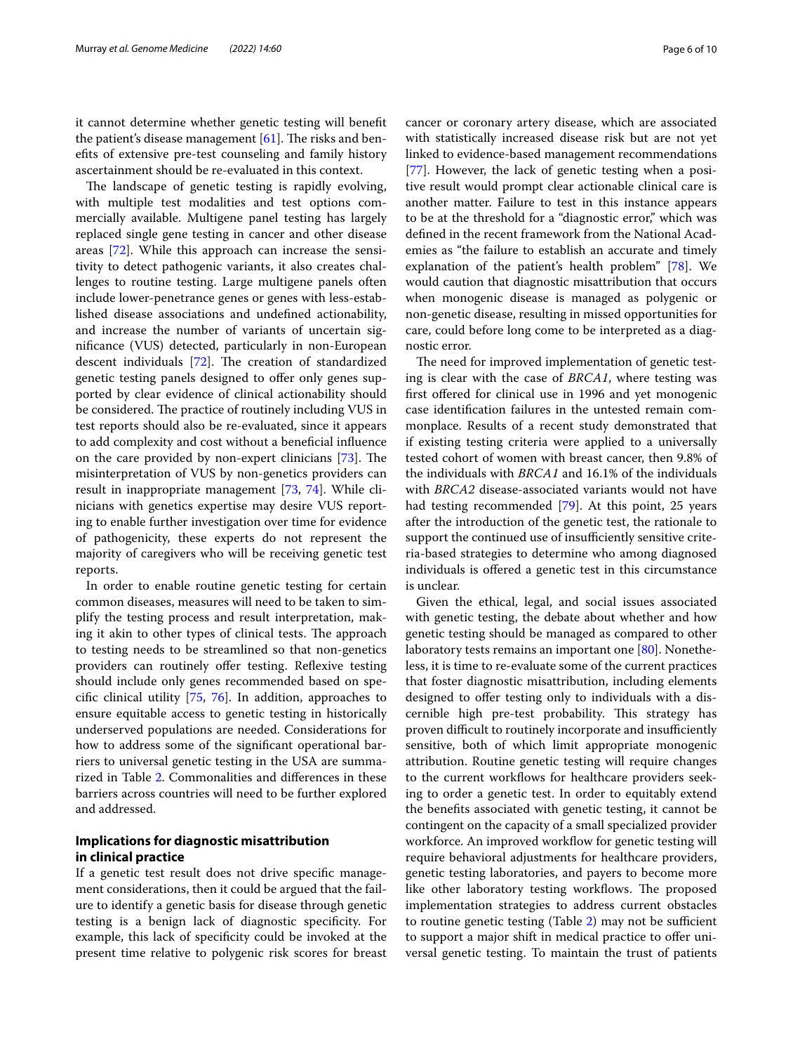it cannot determine whether genetic testing will benefit the patient's disease management [61]. The risks and benefits of extensive pre-test counseling and family history ascertainment should be re-evaluated in this context.

The landscape of genetic testing is rapidly evolving, with multiple test modalities and test options commercially available. Multigene panel testing has largely replaced single gene testing in cancer and other disease areas [72]. While this approach can increase the sensitivity to detect pathogenic variants, it also creates challenges to routine testing. Large multigene panels often include lower-penetrance genes or genes with less-established disease associations and undefined actionability, and increase the number of variants of uncertain significance (VUS) detected, particularly in non-European descent individuals [72]. The creation of standardized genetic testing panels designed to offer only genes supported by clear evidence of clinical actionability should be considered. The practice of routinely including VUS in test reports should also be re-evaluated, since it appears to add complexity and cost without a beneficial influence on the care provided by non-expert clinicians [73]. The misinterpretation of VUS by non-genetics providers can result in inappropriate management [73, 74]. While clinicians with genetics expertise may desire VUS reporting to enable further investigation over time for evidence of pathogenicity, these experts do not represent the majority of caregivers who will be receiving genetic test reports.

In order to enable routine genetic testing for certain common diseases, measures will need to be taken to simplify the testing process and result interpretation, making it akin to other types of clinical tests. The approach to testing needs to be streamlined so that non-genetics providers can routinely offer testing. Reflexive testing should include only genes recommended based on specific clinical utility [75, 76]. In addition, approaches to ensure equitable access to genetic testing in historically underserved populations are needed. Considerations for how to address some of the significant operational barriers to universal genetic testing in the USA are summarized in Table 2. Commonalities and differences in these barriers across countries will need to be further explored and addressed.

## Implications for diagnostic misattribution in clinical practice

If a genetic test result does not drive specific management considerations, then it could be argued that the failure to identify a genetic basis for disease through genetic testing is a benign lack of diagnostic specificity. For example, this lack of specificity could be invoked at the present time relative to polygenic risk scores for breast cancer or coronary artery disease, which are associated with statistically increased disease risk but are not yet linked to evidence-based management recommendations [77]. However, the lack of genetic testing when a positive result would prompt clear actionable clinical care is another matter. Failure to test in this instance appears to be at the threshold for a "diagnostic error," which was defined in the recent framework from the National Academies as "the failure to establish an accurate and timely explanation of the patient's health problem" [78]. We would caution that diagnostic misattribution that occurs when monogenic disease is managed as polygenic or non-genetic disease, resulting in missed opportunities for care, could before long come to be interpreted as a diagnostic error.

The need for improved implementation of genetic testing is clear with the case of *BRCA1*, where testing was first offered for clinical use in 1996 and yet monogenic case identification failures in the untested remain commonplace. Results of a recent study demonstrated that if existing testing criteria were applied to a universally tested cohort of women with breast cancer, then 9.8% of the individuals with *BRCA1* and 16.1% of the individuals with *BRCA2* disease-associated variants would not have had testing recommended [79]. At this point, 25 years after the introduction of the genetic test, the rationale to support the continued use of insufficiently sensitive criteria-based strategies to determine who among diagnosed individuals is offered a genetic test in this circumstance is unclear.

Given the ethical, legal, and social issues associated with genetic testing, the debate about whether and how genetic testing should be managed as compared to other laboratory tests remains an important one [80]. Nonetheless, it is time to re-evaluate some of the current practices that foster diagnostic misattribution, including elements designed to offer testing only to individuals with a discernible high pre-test probability. This strategy has proven difficult to routinely incorporate and insufficiently sensitive, both of which limit appropriate monogenic attribution. Routine genetic testing will require changes to the current workflows for healthcare providers seeking to order a genetic test. In order to equitably extend the benefits associated with genetic testing, it cannot be contingent on the capacity of a small specialized provider workforce. An improved workflow for genetic testing will require behavioral adjustments for healthcare providers, genetic testing laboratories, and payers to become more like other laboratory testing workflows. The proposed implementation strategies to address current obstacles to routine genetic testing (Table 2) may not be sufficient to support a major shift in medical practice to offer universal genetic testing. To maintain the trust of patients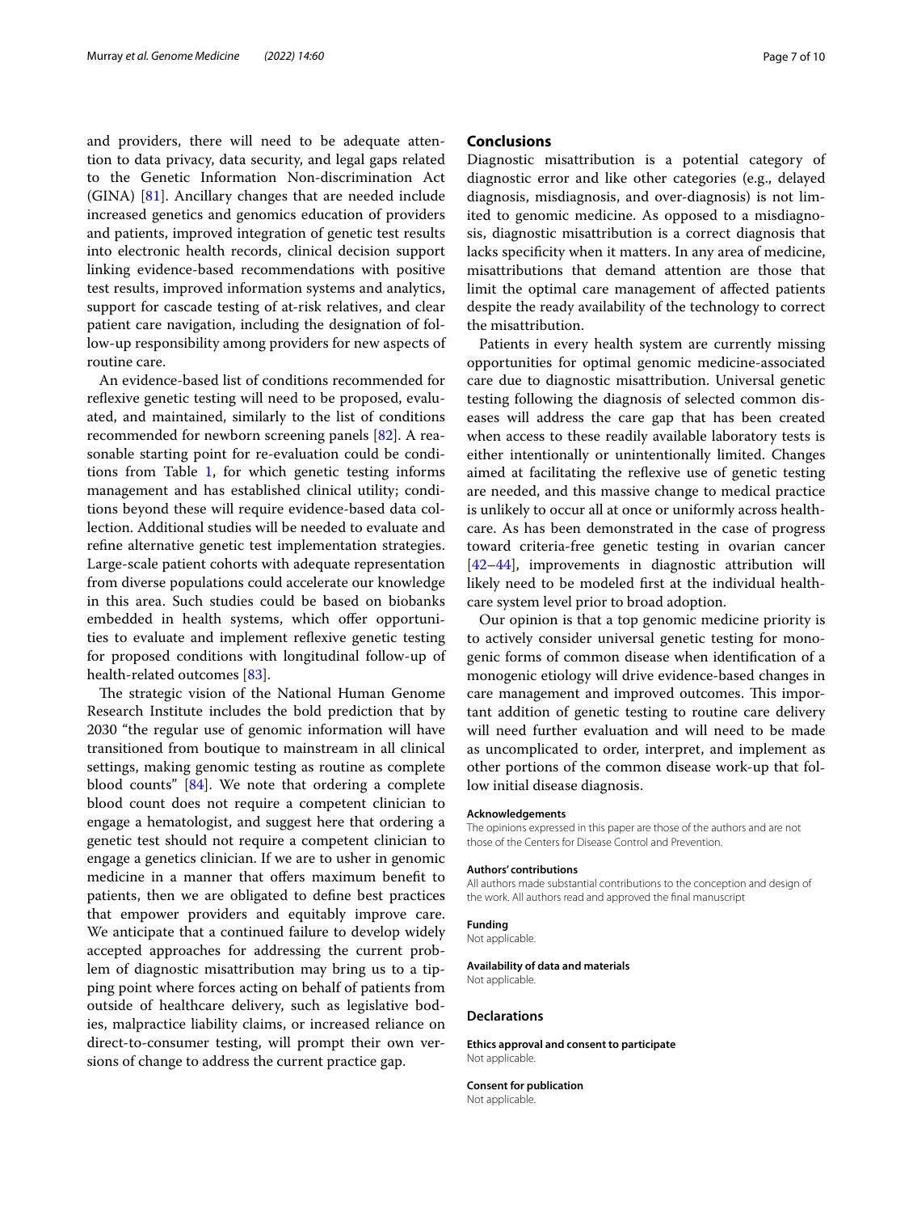and providers, there will need to be adequate attention to data privacy, data security, and legal gaps related to the Genetic Information Non-discrimination Act (GINA) [81]. Ancillary changes that are needed include increased genetics and genomics education of providers and patients, improved integration of genetic test results into electronic health records, clinical decision support linking evidence-based recommendations with positive test results, improved information systems and analytics, support for cascade testing of at-risk relatives, and clear patient care navigation, including the designation of follow-up responsibility among providers for new aspects of routine care.

An evidence-based list of conditions recommended for reflexive genetic testing will need to be proposed, evaluated, and maintained, similarly to the list of conditions recommended for newborn screening panels [82]. A reasonable starting point for re-evaluation could be conditions from Table 1, for which genetic testing informs management and has established clinical utility; conditions beyond these will require evidence-based data collection. Additional studies will be needed to evaluate and refine alternative genetic test implementation strategies. Large-scale patient cohorts with adequate representation from diverse populations could accelerate our knowledge in this area. Such studies could be based on biobanks embedded in health systems, which offer opportunities to evaluate and implement reflexive genetic testing for proposed conditions with longitudinal follow-up of health-related outcomes [83].

The strategic vision of the National Human Genome Research Institute includes the bold prediction that by 2030 "the regular use of genomic information will have transitioned from boutique to mainstream in all clinical settings, making genomic testing as routine as complete blood counts" [84]. We note that ordering a complete blood count does not require a competent clinician to engage a hematologist, and suggest here that ordering a genetic test should not require a competent clinician to engage a genetics clinician. If we are to usher in genomic medicine in a manner that offers maximum benefit to patients, then we are obligated to define best practices that empower providers and equitably improve care. We anticipate that a continued failure to develop widely accepted approaches for addressing the current problem of diagnostic misattribution may bring us to a tipping point where forces acting on behalf of patients from outside of healthcare delivery, such as legislative bodies, malpractice liability claims, or increased reliance on direct-to-consumer testing, will prompt their own versions of change to address the current practice gap.

## Conclusions

Diagnostic misattribution is a potential category of diagnostic error and like other categories (e.g., delayed diagnosis, misdiagnosis, and over-diagnosis) is not limited to genomic medicine. As opposed to a misdiagnosis, diagnostic misattribution is a correct diagnosis that lacks specificity when it matters. In any area of medicine, misattributions that demand attention are those that limit the optimal care management of affected patients despite the ready availability of the technology to correct the misattribution.

Patients in every health system are currently missing opportunities for optimal genomic medicine-associated care due to diagnostic misattribution. Universal genetic testing following the diagnosis of selected common diseases will address the care gap that has been created when access to these readily available laboratory tests is either intentionally or unintentionally limited. Changes aimed at facilitating the reflexive use of genetic testing are needed, and this massive change to medical practice is unlikely to occur all at once or uniformly across healthcare. As has been demonstrated in the case of progress toward criteria-free genetic testing in ovarian cancer [42–44], improvements in diagnostic attribution will likely need to be modeled first at the individual healthcare system level prior to broad adoption.

Our opinion is that a top genomic medicine priority is to actively consider universal genetic testing for monogenic forms of common disease when identification of a monogenic etiology will drive evidence-based changes in care management and improved outcomes. This important addition of genetic testing to routine care delivery will need further evaluation and will need to be made as uncomplicated to order, interpret, and implement as other portions of the common disease work-up that follow initial disease diagnosis.

#### Acknowledgements

The opinions expressed in this paper are those of the authors and are not those of the Centers for Disease Control and Prevention.

#### Authors' contributions

All authors made substantial contributions to the conception and design of the work. All authors read and approved the final manuscript

#### Funding

Not applicable.

#### Availability of data and materials

Not applicable.

### Declarations

#### Ethics approval and consent to participate

Not applicable.

#### Consent for publication

Not applicable.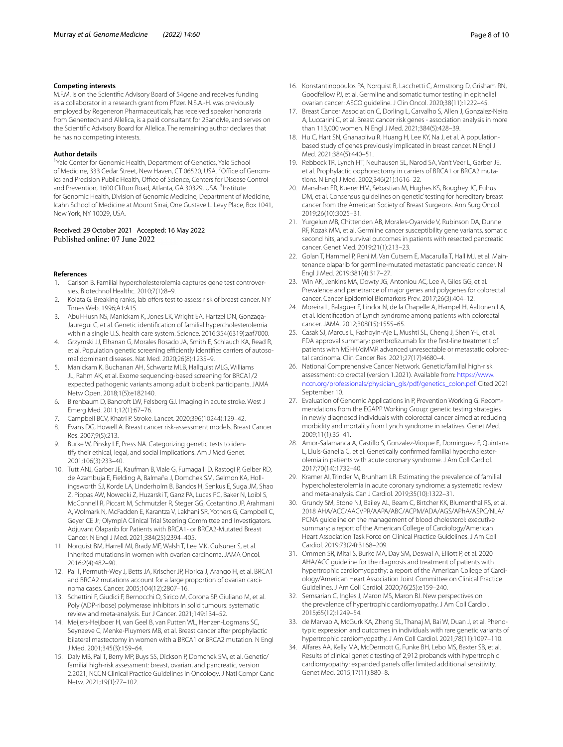### Competing interests

M.F.M. is on the Scientific Advisory Board of 54gene and receives funding as a collaborator in a research grant from Pfizer. N.S.A.-H. was previously employed by Regeneron Pharmaceuticals, has received speaker honoraria from Genentech and Allelica, is a paid consultant for 23andMe, and serves on the Scientific Advisory Board for Allelica. The remaining author declares that he has no competing interests.

### Author details

[1]Yale Center for Genomic Health, Department of Genetics, Yale School of Medicine, 333 Cedar Street, New Haven, CT 06520, USA. [2]Office of Genomics and Precision Public Health, Office of Science, Centers for Disease Control and Prevention, 1600 Clifton Road, Atlanta, GA 30329, USA. [3]Institute for Genomic Health, Division of Genomic Medicine, Department of Medicine, Icahn School of Medicine at Mount Sinai, One Gustave L. Levy Place, Box 1041, New York, NY 10029, USA.

Received: 29 October 2021 Accepted: 16 May 2022
Published online: 07 June 2022

### References

1. Carlson B. Familial hypercholesterolemia captures gene test controversies. Biotechnol Healthc. 2010;7(1):8–9.
2. Kolata G. Breaking ranks, lab offers test to assess risk of breast cancer. N Y Times Web. 1996;A1:A15.
3. Abul-Husn NS, Manickam K, Jones LK, Wright EA, Hartzel DN, Gonzaga-Jauregui C, et al. Genetic identification of familial hypercholesterolemia within a single U.S. health care system. Science. 2016;354(6319):aaf7000.
4. Grzymski JJ, Elhanan G, Morales Rosado JA, Smith E, Schlauch KA, Read R, et al. Population genetic screening efficiently identifies carriers of autosomal dominant diseases. Nat Med. 2020;26(8):1235–9.
5. Manickam K, Buchanan AH, Schwartz MLB, Hallquist MLG, Williams JL, Rahm AK, et al. Exome sequencing-based screening for BRCA1/2 expected pathogenic variants among adult biobank participants. JAMA Netw Open. 2018;1(5):e182140.
6. Birenbaum D, Bancroft LW, Felsberg GJ. Imaging in acute stroke. West J Emerg Med. 2011;12(1):67–76.
7. Campbell BCV, Khatri P. Stroke. Lancet. 2020;396(10244):129–42.
8. Evans DG, Howell A. Breast cancer risk-assessment models. Breast Cancer Res. 2007;9(5):213.
9. Burke W, Pinsky LE, Press NA. Categorizing genetic tests to identify their ethical, legal, and social implications. Am J Med Genet. 2001;106(3):233–40.
10. Tutt ANJ, Garber JE, Kaufman B, Viale G, Fumagalli D, Rastogi P, Gelber RD, de Azambuja E, Fielding A, Balmaña J, Domchek SM, Gelmon KA, Hollingsworth SJ, Korde LA, Linderholm B, Bandos H, Senkus E, Suga JM, Shao Z, Pippas AW, Nowecki Z, Huzarski T, Ganz PA, Lucas PC, Baker N, Loibl S, McConnell R, Piccart M, Schmutzler R, Steger GG, Costantino JP, Arahmani A, Wolmark N, McFadden E, Karantza V, Lakhani SR, Yothers G, Campbell C, Geyer CE Jr; OlympiA Clinical Trial Steering Committee and Investigators. Adjuvant Olaparib for Patients with BRCA1- or BRCA2-Mutated Breast Cancer. N Engl J Med. 2021;384(25):2394–405.
11. Norquist BM, Harrell MI, Brady MF, Walsh T, Lee MK, Gulsuner S, et al. Inherited mutations in women with ovarian carcinoma. JAMA Oncol. 2016;2(4):482–90.
12. Pal T, Permuth-Wey J, Betts JA, Krischer JP, Fiorica J, Arango H, et al. BRCA1 and BRCA2 mutations account for a large proportion of ovarian carcinoma cases. Cancer. 2005;104(12):2807–16.
13. Schettini F, Giudici F, Bernocchi O, Sirico M, Corona SP, Giuliano M, et al. Poly (ADP-ribose) polymerase inhibitors in solid tumours: systematic review and meta-analysis. Eur J Cancer. 2021;149:134–52.
14. Meijers-Heijboer H, van Geel B, van Putten WL, Henzen-Logmans SC, Seynaeve C, Menke-Pluymers MB, et al. Breast cancer after prophylactic bilateral mastectomy in women with a BRCA1 or BRCA2 mutation. N Engl J Med. 2001;345(3):159–64.
15. Daly MB, Pal T, Berry MP, Buys SS, Dickson P, Domchek SM, et al. Genetic/familial high-risk assessment: breast, ovarian, and pancreatic, version 2.2021, NCCN Clinical Practice Guidelines in Oncology. J Natl Compr Canc Netw. 2021;19(1):77–102.
16. Konstantinopoulos PA, Norquist B, Lacchetti C, Armstrong D, Grisham RN, Goodfellow PJ, et al. Germline and somatic tumor testing in epithelial ovarian cancer: ASCO guideline. J Clin Oncol. 2020;38(11):1222–45.
17. Breast Cancer Association C, Dorling L, Carvalho S, Allen J, Gonzalez-Neira A, Luccarini C, et al. Breast cancer risk genes - association analysis in more than 113,000 women. N Engl J Med. 2021;384(5):428–39.
18. Hu C, Hart SN, Gnanaolivu R, Huang H, Lee KY, Na J, et al. A population-based study of genes previously implicated in breast cancer. N Engl J Med. 2021;384(5):440–51.
19. Rebbeck TR, Lynch HT, Neuhausen SL, Narod SA, Van't Veer L, Garber JE, et al. Prophylactic oophorectomy in carriers of BRCA1 or BRCA2 mutations. N Engl J Med. 2002;346(21):1616–22.
20. Manahan ER, Kuerer HM, Sebastian M, Hughes KS, Boughey JC, Euhus DM, et al. Consensus guidelines on genetic' testing for hereditary breast cancer from the American Society of Breast Surgeons. Ann Surg Oncol. 2019;26(10):3025–31.
21. Yurgelun MB, Chittenden AB, Morales-Oyarvide V, Rubinson DA, Dunne RF, Kozak MM, et al. Germline cancer susceptibility gene variants, somatic second hits, and survival outcomes in patients with resected pancreatic cancer. Genet Med. 2019;21(1):213–23.
22. Golan T, Hammel P, Reni M, Van Cutsem E, Macarulla T, Hall MJ, et al. Maintenance olaparib for germline-mutated metastatic pancreatic cancer. N Engl J Med. 2019;381(4):317–27.
23. Win AK, Jenkins MA, Dowty JG, Antoniou AC, Lee A, Giles GG, et al. Prevalence and penetrance of major genes and polygenes for colorectal cancer. Cancer Epidemiol Biomarkers Prev. 2017;26(3):404–12.
24. Moreira L, Balaguer F, Lindor N, de la Chapelle A, Hampel H, Aaltonen LA, et al. Identification of Lynch syndrome among patients with colorectal cancer. JAMA. 2012;308(15):1555–65.
25. Casak SJ, Marcus L, Fashoyin-Aje L, Mushti SL, Cheng J, Shen Y-L, et al. FDA approval summary: pembrolizumab for the first-line treatment of patients with MSI-H/dMMR advanced unresectable or metastatic colorectal carcinoma. Clin Cancer Res. 2021;27(17):4680–4.
26. National Comprehensive Cancer Network. Genetic/familial high-risk assessment: colorectal (version 1.2021). Available from: https://www.nccn.org/professionals/physician_gls/pdf/genetics_colon.pdf. Cited 2021 September 10.
27. Evaluation of Genomic Applications in P, Prevention Working G. Recommendations from the EGAPP Working Group: genetic testing strategies in newly diagnosed individuals with colorectal cancer aimed at reducing morbidity and mortality from Lynch syndrome in relatives. Genet Med. 2009;11(1):35–41.
28. Amor-Salamanca A, Castillo S, Gonzalez-Vioque E, Dominguez F, Quintana L, Lluís-Ganella C, et al. Genetically confirmed familial hypercholesterolemia in patients with acute coronary syndrome. J Am Coll Cardiol. 2017;70(14):1732–40.
29. Kramer AI, Trinder M, Brunham LR. Estimating the prevalence of familial hypercholesterolemia in acute coronary syndrome: a systematic review and meta-analysis. Can J Cardiol. 2019;35(10):1322–31.
30. Grundy SM, Stone NJ, Bailey AL, Beam C, Birtcher KK, Blumenthal RS, et al. 2018 AHA/ACC/AACVPR/AAPA/ABC/ACPM/ADA/AGS/APhA/ASPC/NLA/PCNA guideline on the management of blood cholesterol: executive summary: a report of the American College of Cardiology/American Heart Association Task Force on Clinical Practice Guidelines. J Am Coll Cardiol. 2019;73(24):3168–209.
31. Ommen SR, Mital S, Burke MA, Day SM, Deswal A, Elliott P, et al. 2020 AHA/ACC guideline for the diagnosis and treatment of patients with hypertrophic cardiomyopathy: a report of the American College of Cardiology/American Heart Association Joint Committee on Clinical Practice Guidelines. J Am Coll Cardiol. 2020;76(25):e159–240.
32. Semsarian C, Ingles J, Maron MS, Maron BJ. New perspectives on the prevalence of hypertrophic cardiomyopathy. J Am Coll Cardiol. 2015;65(12):1249–54.
33. de Marvao A, McGurk KA, Zheng SL, Thanaj M, Bai W, Duan J, et al. Phenotypic expression and outcomes in individuals with rare genetic variants of hypertrophic cardiomyopathy. J Am Coll Cardiol. 2021;78(11):1097–110.
34. Alfares AA, Kelly MA, McDermott G, Funke BH, Lebo MS, Baxter SB, et al. Results of clinical genetic testing of 2,912 probands with hypertrophic cardiomyopathy: expanded panels offer limited additional sensitivity. Genet Med. 2015;17(11):880–8.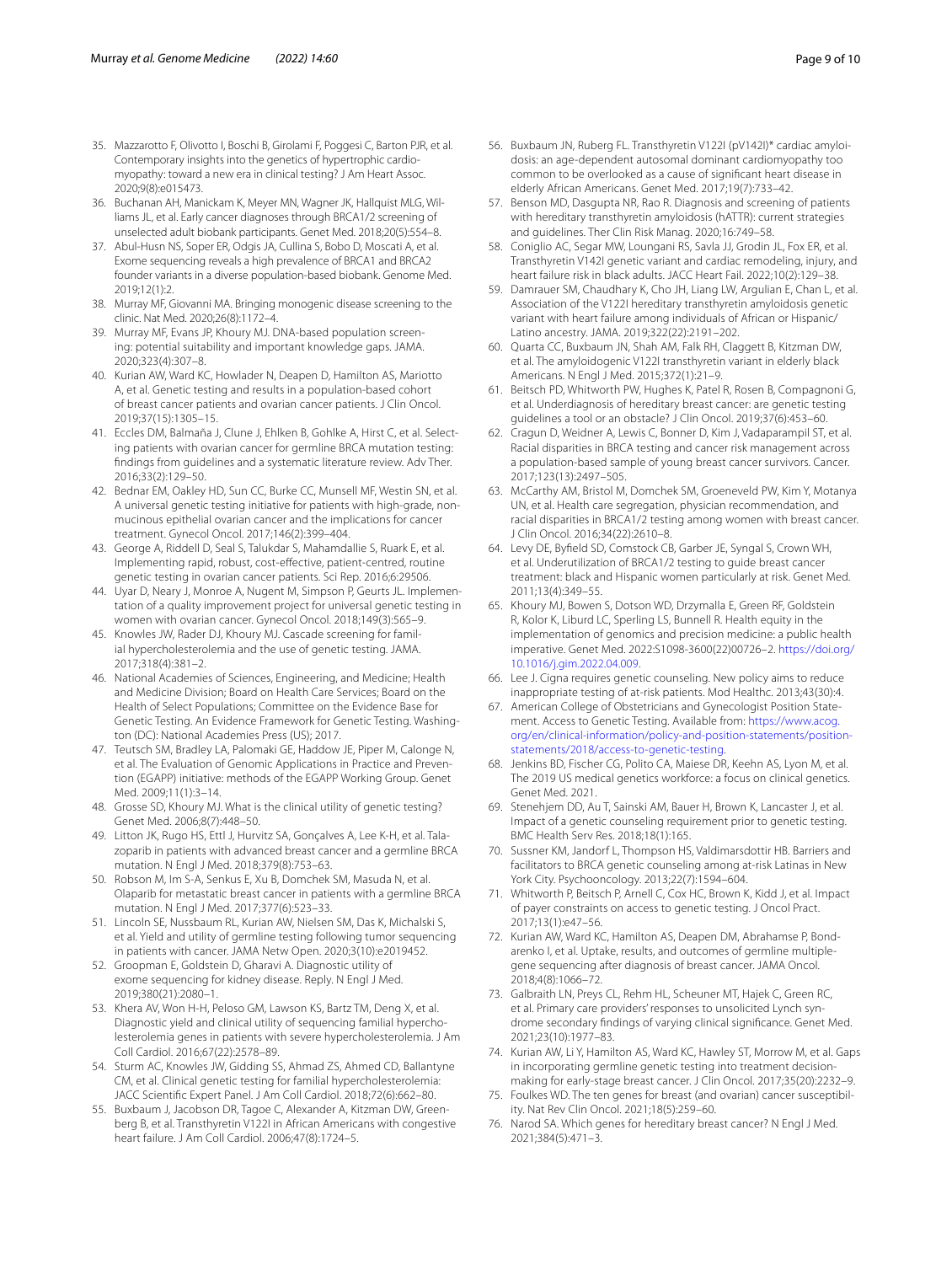35. Mazzarotto F, Olivotto I, Boschi B, Girolami F, Poggesi C, Barton PJR, et al. Contemporary insights into the genetics of hypertrophic cardiomyopathy: toward a new era in clinical testing? J Am Heart Assoc. 2020;9(8):e015473.
36. Buchanan AH, Manickam K, Meyer MN, Wagner JK, Hallquist MLG, Williams JL, et al. Early cancer diagnoses through BRCA1/2 screening of unselected adult biobank participants. Genet Med. 2018;20(5):554–8.
37. Abul-Husn NS, Soper ER, Odgis JA, Cullina S, Bobo D, Moscati A, et al. Exome sequencing reveals a high prevalence of BRCA1 and BRCA2 founder variants in a diverse population-based biobank. Genome Med. 2019;12(1):2.
38. Murray MF, Giovanni MA. Bringing monogenic disease screening to the clinic. Nat Med. 2020;26(8):1172–4.
39. Murray MF, Evans JP, Khoury MJ. DNA-based population screening: potential suitability and important knowledge gaps. JAMA. 2020;323(4):307–8.
40. Kurian AW, Ward KC, Howlader N, Deapen D, Hamilton AS, Mariotto A, et al. Genetic testing and results in a population-based cohort of breast cancer patients and ovarian cancer patients. J Clin Oncol. 2019;37(15):1305–15.
41. Eccles DM, Balmaña J, Clune J, Ehlken B, Gohlke A, Hirst C, et al. Selecting patients with ovarian cancer for germline BRCA mutation testing: findings from guidelines and a systematic literature review. Adv Ther. 2016;33(2):129–50.
42. Bednar EM, Oakley HD, Sun CC, Burke CC, Munsell MF, Westin SN, et al. A universal genetic testing initiative for patients with high-grade, non-mucinous epithelial ovarian cancer and the implications for cancer treatment. Gynecol Oncol. 2017;146(2):399–404.
43. George A, Riddell D, Seal S, Talukdar S, Mahamdallie S, Ruark E, et al. Implementing rapid, robust, cost-effective, patient-centred, routine genetic testing in ovarian cancer patients. Sci Rep. 2016;6:29506.
44. Uyar D, Neary J, Monroe A, Nugent M, Simpson P, Geurts JL. Implementation of a quality improvement project for universal genetic testing in women with ovarian cancer. Gynecol Oncol. 2018;149(3):565–9.
45. Knowles JW, Rader DJ, Khoury MJ. Cascade screening for familial hypercholesterolemia and the use of genetic testing. JAMA. 2017;318(4):381–2.
46. National Academies of Sciences, Engineering, and Medicine; Health and Medicine Division; Board on Health Care Services; Board on the Health of Select Populations; Committee on the Evidence Base for Genetic Testing. An Evidence Framework for Genetic Testing. Washington (DC): National Academies Press (US); 2017.
47. Teutsch SM, Bradley LA, Palomaki GE, Haddow JE, Piper M, Calonge N, et al. The Evaluation of Genomic Applications in Practice and Prevention (EGAPP) initiative: methods of the EGAPP Working Group. Genet Med. 2009;11(1):3–14.
48. Grosse SD, Khoury MJ. What is the clinical utility of genetic testing? Genet Med. 2006;8(7):448–50.
49. Litton JK, Rugo HS, Ettl J, Hurvitz SA, Gonçalves A, Lee K-H, et al. Talazoparib in patients with advanced breast cancer and a germline BRCA mutation. N Engl J Med. 2018;379(8):753–63.
50. Robson M, Im S-A, Senkus E, Xu B, Domchek SM, Masuda N, et al. Olaparib for metastatic breast cancer in patients with a germline BRCA mutation. N Engl J Med. 2017;377(6):523–33.
51. Lincoln SE, Nussbaum RL, Kurian AW, Nielsen SM, Das K, Michalski S, et al. Yield and utility of germline testing following tumor sequencing in patients with cancer. JAMA Netw Open. 2020;3(10):e2019452.
52. Groopman E, Goldstein D, Gharavi A. Diagnostic utility of exome sequencing for kidney disease. Reply. N Engl J Med. 2019;380(21):2080–1.
53. Khera AV, Won H-H, Peloso GM, Lawson KS, Bartz TM, Deng X, et al. Diagnostic yield and clinical utility of sequencing familial hypercholesterolemia genes in patients with severe hypercholesterolemia. J Am Coll Cardiol. 2016;67(22):2578–89.
54. Sturm AC, Knowles JW, Gidding SS, Ahmad ZS, Ahmed CD, Ballantyne CM, et al. Clinical genetic testing for familial hypercholesterolemia: JACC Scientific Expert Panel. J Am Coll Cardiol. 2018;72(6):662–80.
55. Buxbaum J, Jacobson DR, Tagoe C, Alexander A, Kitzman DW, Greenberg B, et al. Transthyretin V122I in African Americans with congestive heart failure. J Am Coll Cardiol. 2006;47(8):1724–5.
56. Buxbaum JN, Ruberg FL. Transthyretin V122I (pV142I)* cardiac amyloidosis: an age-dependent autosomal dominant cardiomyopathy too common to be overlooked as a cause of significant heart disease in elderly African Americans. Genet Med. 2017;19(7):733–42.
57. Benson MD, Dasgupta NR, Rao R. Diagnosis and screening of patients with hereditary transthyretin amyloidosis (hATTR): current strategies and guidelines. Ther Clin Risk Manag. 2020;16:749–58.
58. Coniglio AC, Segar MW, Loungani RS, Savla JJ, Grodin JL, Fox ER, et al. Transthyretin V142I genetic variant and cardiac remodeling, injury, and heart failure risk in black adults. JACC Heart Fail. 2022;10(2):129–38.
59. Damrauer SM, Chaudhary K, Cho JH, Liang LW, Argulian E, Chan L, et al. Association of the V122I hereditary transthyretin amyloidosis genetic variant with heart failure among individuals of African or Hispanic/Latino ancestry. JAMA. 2019;322(22):2191–202.
60. Quarta CC, Buxbaum JN, Shah AM, Falk RH, Claggett B, Kitzman DW, et al. The amyloidogenic V122I transthyretin variant in elderly black Americans. N Engl J Med. 2015;372(1):21–9.
61. Beitsch PD, Whitworth PW, Hughes K, Patel R, Rosen B, Compagnoni G, et al. Underdiagnosis of hereditary breast cancer: are genetic testing guidelines a tool or an obstacle? J Clin Oncol. 2019;37(6):453–60.
62. Cragun D, Weidner A, Lewis C, Bonner D, Kim J, Vadaparampil ST, et al. Racial disparities in BRCA testing and cancer risk management across a population-based sample of young breast cancer survivors. Cancer. 2017;123(13):2497–505.
63. McCarthy AM, Bristol M, Domchek SM, Groeneveld PW, Kim Y, Motanya UN, et al. Health care segregation, physician recommendation, and racial disparities in BRCA1/2 testing among women with breast cancer. J Clin Oncol. 2016;34(22):2610–8.
64. Levy DE, Byfield SD, Comstock CB, Garber JE, Syngal S, Crown WH, et al. Underutilization of BRCA1/2 testing to guide breast cancer treatment: black and Hispanic women particularly at risk. Genet Med. 2011;13(4):349–55.
65. Khoury MJ, Bowen S, Dotson WD, Drzymalla E, Green RF, Goldstein R, Kolor K, Liburd LC, Sperling LS, Bunnell R. Health equity in the implementation of genomics and precision medicine: a public health imperative. Genet Med. 2022:S1098-3600(22)00726–2. https://doi.org/10.1016/j.gim.2022.04.009.
66. Lee J. Cigna requires genetic counseling. New policy aims to reduce inappropriate testing of at-risk patients. Mod Healthc. 2013;43(30):4.
67. American College of Obstetricians and Gynecologist Position Statement. Access to Genetic Testing. Available from: https://www.acog.org/en/clinical-information/policy-and-position-statements/position-statements/2018/access-to-genetic-testing.
68. Jenkins BD, Fischer CG, Polito CA, Maiese DR, Keehn AS, Lyon M, et al. The 2019 US medical genetics workforce: a focus on clinical genetics. Genet Med. 2021.
69. Stenehjem DD, Au T, Sainski AM, Bauer H, Brown K, Lancaster J, et al. Impact of a genetic counseling requirement prior to genetic testing. BMC Health Serv Res. 2018;18(1):165.
70. Sussner KM, Jandorf L, Thompson HS, Valdimarsdottir HB. Barriers and facilitators to BRCA genetic counseling among at-risk Latinas in New York City. Psychooncology. 2013;22(7):1594–604.
71. Whitworth P, Beitsch P, Arnell C, Cox HC, Brown K, Kidd J, et al. Impact of payer constraints on access to genetic testing. J Oncol Pract. 2017;13(1):e47–56.
72. Kurian AW, Ward KC, Hamilton AS, Deapen DM, Abrahamse P, Bondarenko I, et al. Uptake, results, and outcomes of germline multiple-gene sequencing after diagnosis of breast cancer. JAMA Oncol. 2018;4(8):1066–72.
73. Galbraith LN, Preys CL, Rehm HL, Scheuner MT, Hajek C, Green RC, et al. Primary care providers' responses to unsolicited Lynch syndrome secondary findings of varying clinical significance. Genet Med. 2021;23(10):1977–83.
74. Kurian AW, Li Y, Hamilton AS, Ward KC, Hawley ST, Morrow M, et al. Gaps in incorporating germline genetic testing into treatment decision-making for early-stage breast cancer. J Clin Oncol. 2017;35(20):2232–9.
75. Foulkes WD. The ten genes for breast (and ovarian) cancer susceptibility. Nat Rev Clin Oncol. 2021;18(5):259–60.
76. Narod SA. Which genes for hereditary breast cancer? N Engl J Med. 2021;384(5):471–3.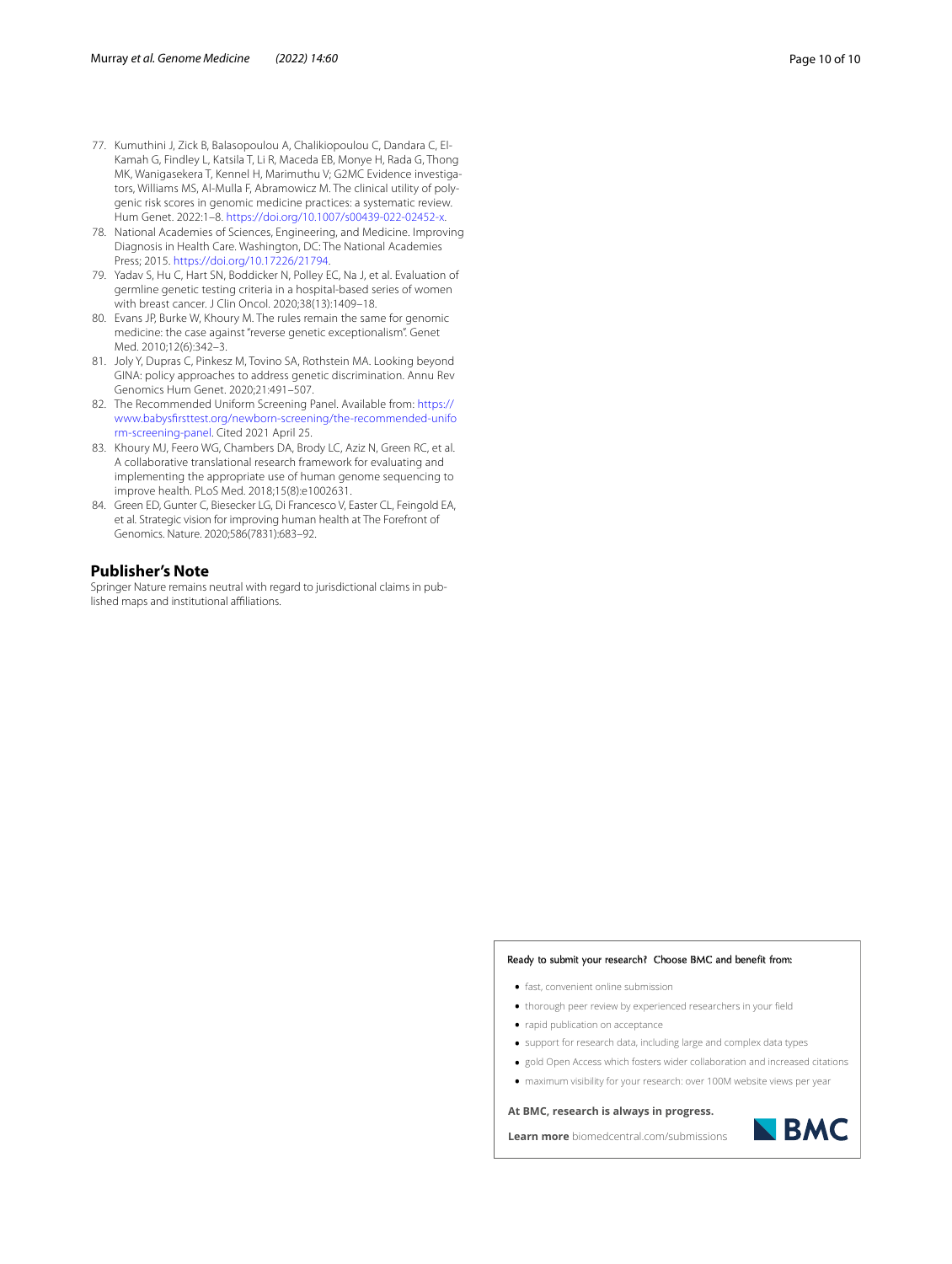77. Kumuthini J, Zick B, Balasopoulou A, Chalikiopoulou C, Dandara C, El-Kamah G, Findley L, Katsila T, Li R, Maceda EB, Monye H, Rada G, Thong MK, Wanigasekera T, Kennel H, Marimuthu V; G2MC Evidence investigators, Williams MS, Al-Mulla F, Abramowicz M. The clinical utility of polygenic risk scores in genomic medicine practices: a systematic review. Hum Genet. 2022:1–8. https://doi.org/10.1007/s00439-022-02452-x.
78. National Academies of Sciences, Engineering, and Medicine. Improving Diagnosis in Health Care. Washington, DC: The National Academies Press; 2015. https://doi.org/10.17226/21794.
79. Yadav S, Hu C, Hart SN, Boddicker N, Polley EC, Na J, et al. Evaluation of germline genetic testing criteria in a hospital-based series of women with breast cancer. J Clin Oncol. 2020;38(13):1409–18.
80. Evans JP, Burke W, Khoury M. The rules remain the same for genomic medicine: the case against "reverse genetic exceptionalism". Genet Med. 2010;12(6):342–3.
81. Joly Y, Dupras C, Pinkesz M, Tovino SA, Rothstein MA. Looking beyond GINA: policy approaches to address genetic discrimination. Annu Rev Genomics Hum Genet. 2020;21:491–507.
82. The Recommended Uniform Screening Panel. Available from: https://www.babysfirsttest.org/newborn-screening/the-recommended-uniform-screening-panel. Cited 2021 April 25.
83. Khoury MJ, Feero WG, Chambers DA, Brody LC, Aziz N, Green RC, et al. A collaborative translational research framework for evaluating and implementing the appropriate use of human genome sequencing to improve health. PLoS Med. 2018;15(8):e1002631.
84. Green ED, Gunter C, Biesecker LG, Di Francesco V, Easter CL, Feingold EA, et al. Strategic vision for improving human health at The Forefront of Genomics. Nature. 2020;586(7831):683–92.

## Publisher's Note

Springer Nature remains neutral with regard to jurisdictional claims in published maps and institutional affiliations.

Ready to submit your research? Choose BMC and benefit from:

- fast, convenient online submission
- thorough peer review by experienced researchers in your field
- rapid publication on acceptance
- support for research data, including large and complex data types
- gold Open Access which fosters wider collaboration and increased citations
- maximum visibility for your research: over 100M website views per year

**At BMC, research is always in progress.**

**Learn more** biomedcentral.com/submissions

BMC